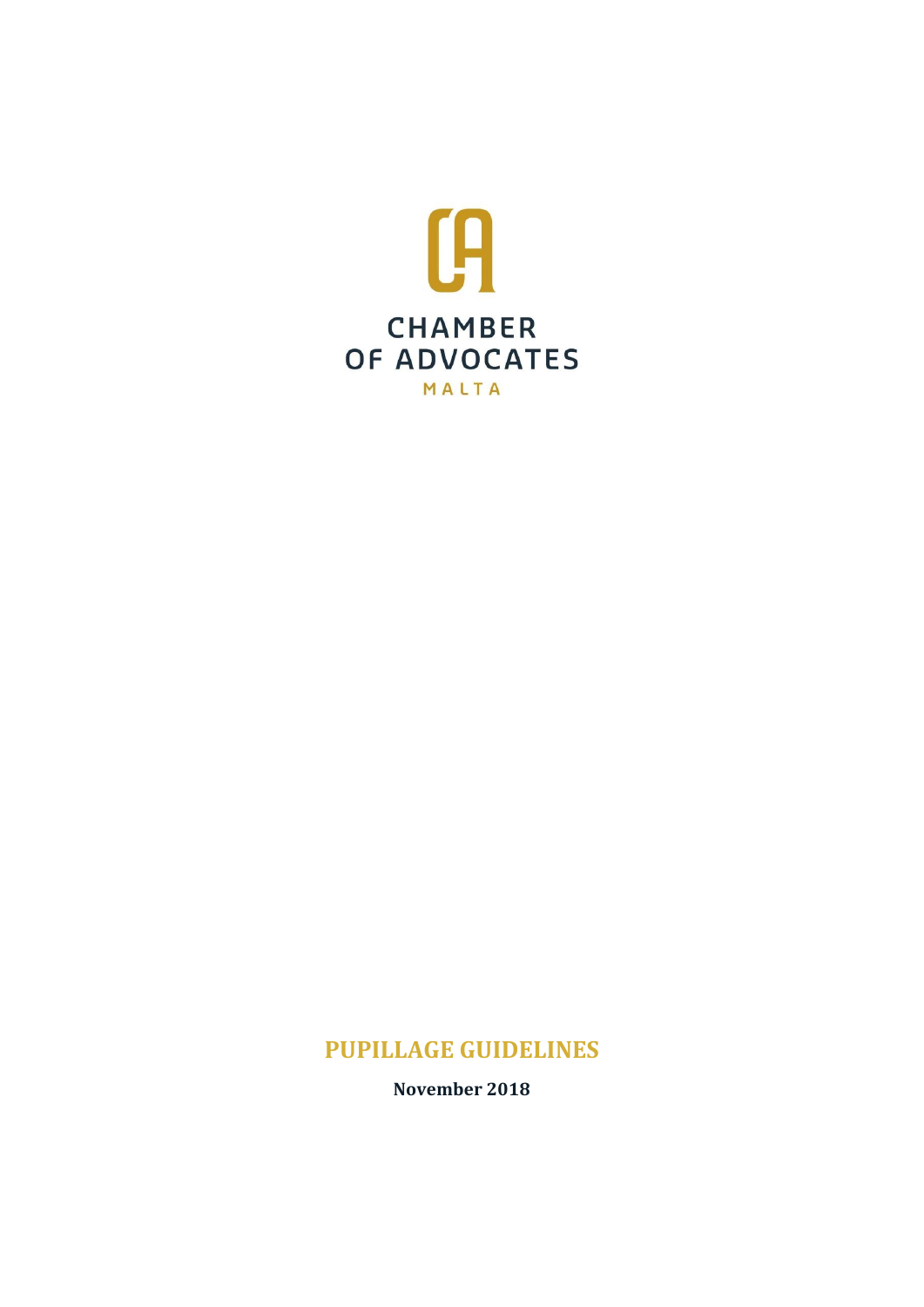CHAMBER
OF ADVOCATES
MALTA

# PUPILLAGE GUIDELINES

**November 2018**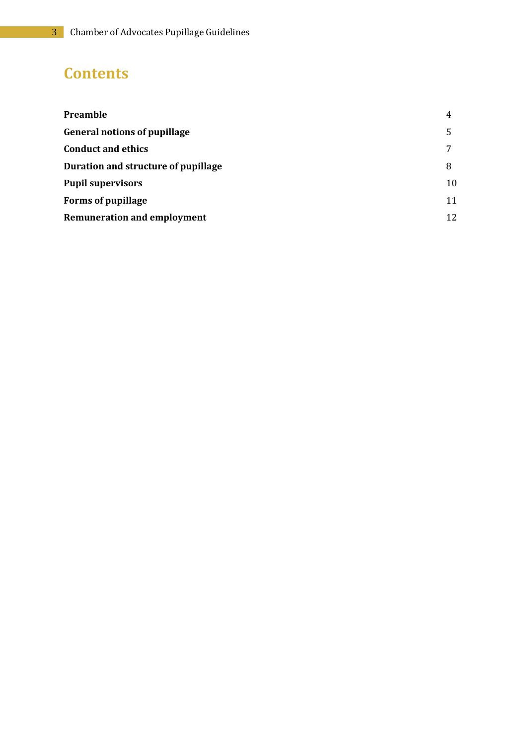# Contents

| | |
|---|---|
| **Preamble** | 4 |
| **General notions of pupillage** | 5 |
| **Conduct and ethics** | 7 |
| **Duration and structure of pupillage** | 8 |
| **Pupil supervisors** | 10 |
| **Forms of pupillage** | 11 |
| **Remuneration and employment** | 12 |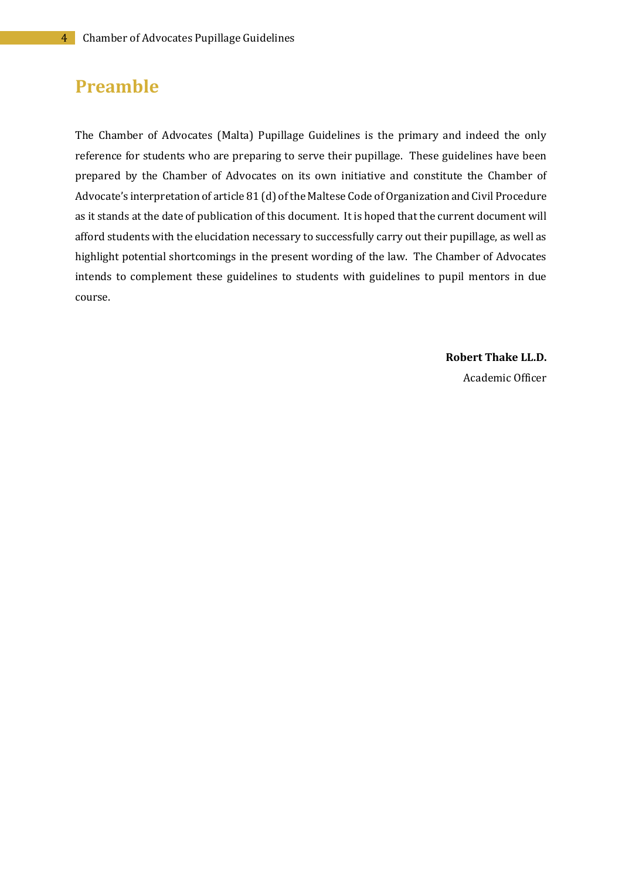# Preamble

The Chamber of Advocates (Malta) Pupillage Guidelines is the primary and indeed the only reference for students who are preparing to serve their pupillage. These guidelines have been prepared by the Chamber of Advocates on its own initiative and constitute the Chamber of Advocate's interpretation of article 81 (d) of the Maltese Code of Organization and Civil Procedure as it stands at the date of publication of this document. It is hoped that the current document will afford students with the elucidation necessary to successfully carry out their pupillage, as well as highlight potential shortcomings in the present wording of the law. The Chamber of Advocates intends to complement these guidelines to students with guidelines to pupil mentors in due course.

**Robert Thake LL.D.**
Academic Officer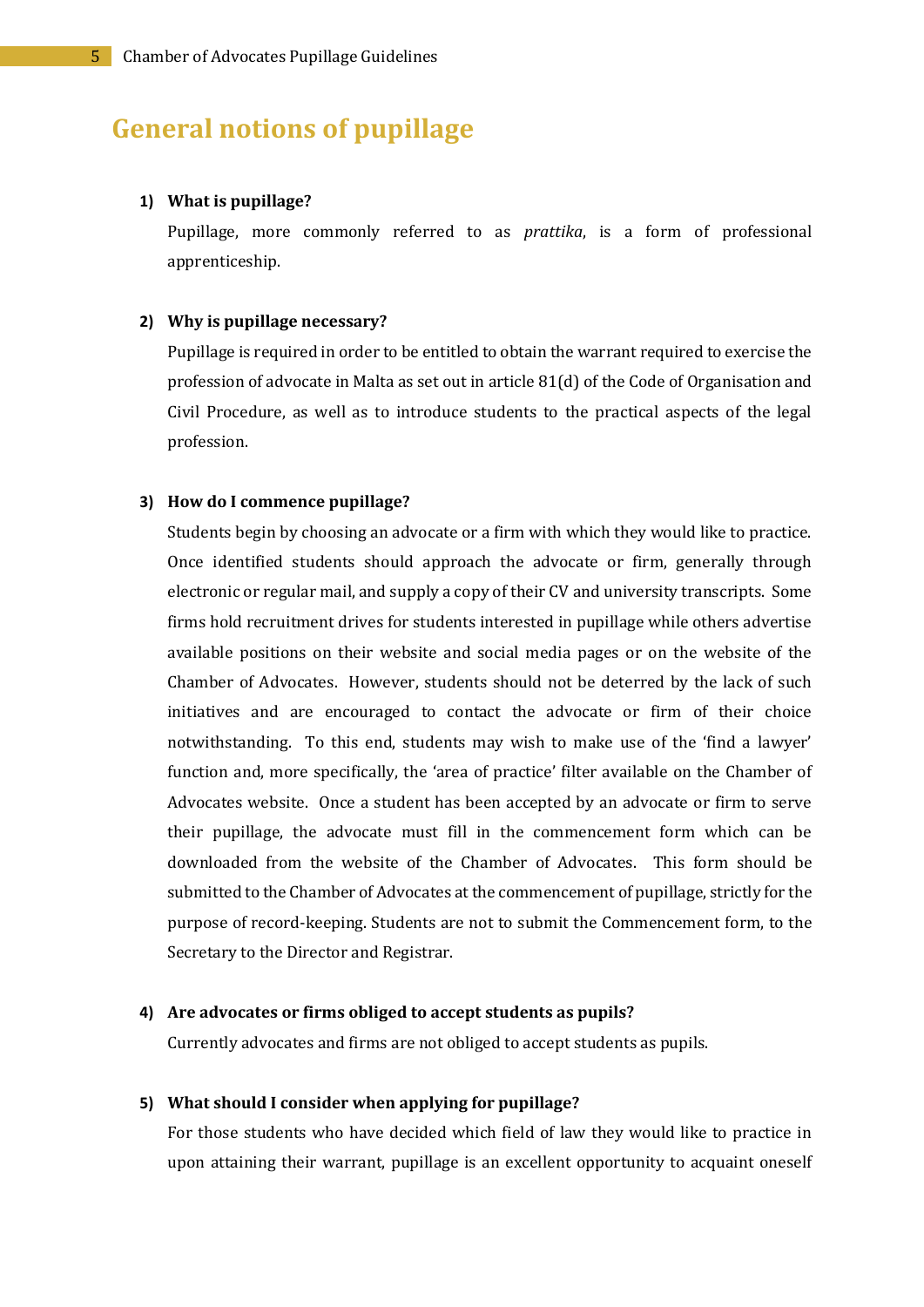# General notions of pupillage

**1) What is pupillage?**

Pupillage, more commonly referred to as *prattika*, is a form of professional apprenticeship.

**2) Why is pupillage necessary?**

Pupillage is required in order to be entitled to obtain the warrant required to exercise the profession of advocate in Malta as set out in article 81(d) of the Code of Organisation and Civil Procedure, as well as to introduce students to the practical aspects of the legal profession.

**3) How do I commence pupillage?**

Students begin by choosing an advocate or a firm with which they would like to practice. Once identified students should approach the advocate or firm, generally through electronic or regular mail, and supply a copy of their CV and university transcripts. Some firms hold recruitment drives for students interested in pupillage while others advertise available positions on their website and social media pages or on the website of the Chamber of Advocates. However, students should not be deterred by the lack of such initiatives and are encouraged to contact the advocate or firm of their choice notwithstanding. To this end, students may wish to make use of the 'find a lawyer' function and, more specifically, the 'area of practice' filter available on the Chamber of Advocates website. Once a student has been accepted by an advocate or firm to serve their pupillage, the advocate must fill in the commencement form which can be downloaded from the website of the Chamber of Advocates. This form should be submitted to the Chamber of Advocates at the commencement of pupillage, strictly for the purpose of record-keeping. Students are not to submit the Commencement form, to the Secretary to the Director and Registrar.

**4) Are advocates or firms obliged to accept students as pupils?**

Currently advocates and firms are not obliged to accept students as pupils.

**5) What should I consider when applying for pupillage?**

For those students who have decided which field of law they would like to practice in upon attaining their warrant, pupillage is an excellent opportunity to acquaint oneself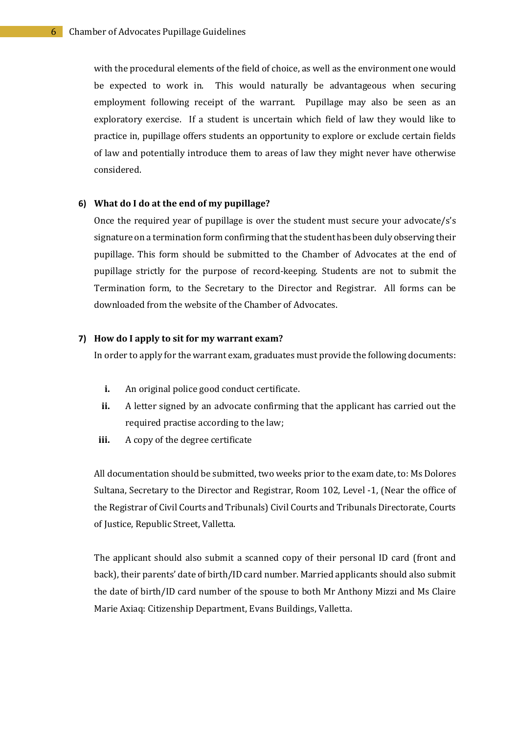with the procedural elements of the field of choice, as well as the environment one would be expected to work in. This would naturally be advantageous when securing employment following receipt of the warrant. Pupillage may also be seen as an exploratory exercise. If a student is uncertain which field of law they would like to practice in, pupillage offers students an opportunity to explore or exclude certain fields of law and potentially introduce them to areas of law they might never have otherwise considered.

### 6) What do I do at the end of my pupillage?

Once the required year of pupillage is over the student must secure your advocate/s's signature on a termination form confirming that the student has been duly observing their pupillage. This form should be submitted to the Chamber of Advocates at the end of pupillage strictly for the purpose of record-keeping. Students are not to submit the Termination form, to the Secretary to the Director and Registrar. All forms can be downloaded from the website of the Chamber of Advocates.

### 7) How do I apply to sit for my warrant exam?

In order to apply for the warrant exam, graduates must provide the following documents:

- **i.** An original police good conduct certificate.
- **ii.** A letter signed by an advocate confirming that the applicant has carried out the required practise according to the law;
- **iii.** A copy of the degree certificate

All documentation should be submitted, two weeks prior to the exam date, to: Ms Dolores Sultana, Secretary to the Director and Registrar, Room 102, Level -1, (Near the office of the Registrar of Civil Courts and Tribunals) Civil Courts and Tribunals Directorate, Courts of Justice, Republic Street, Valletta.

The applicant should also submit a scanned copy of their personal ID card (front and back), their parents' date of birth/ID card number. Married applicants should also submit the date of birth/ID card number of the spouse to both Mr Anthony Mizzi and Ms Claire Marie Axiaq: Citizenship Department, Evans Buildings, Valletta.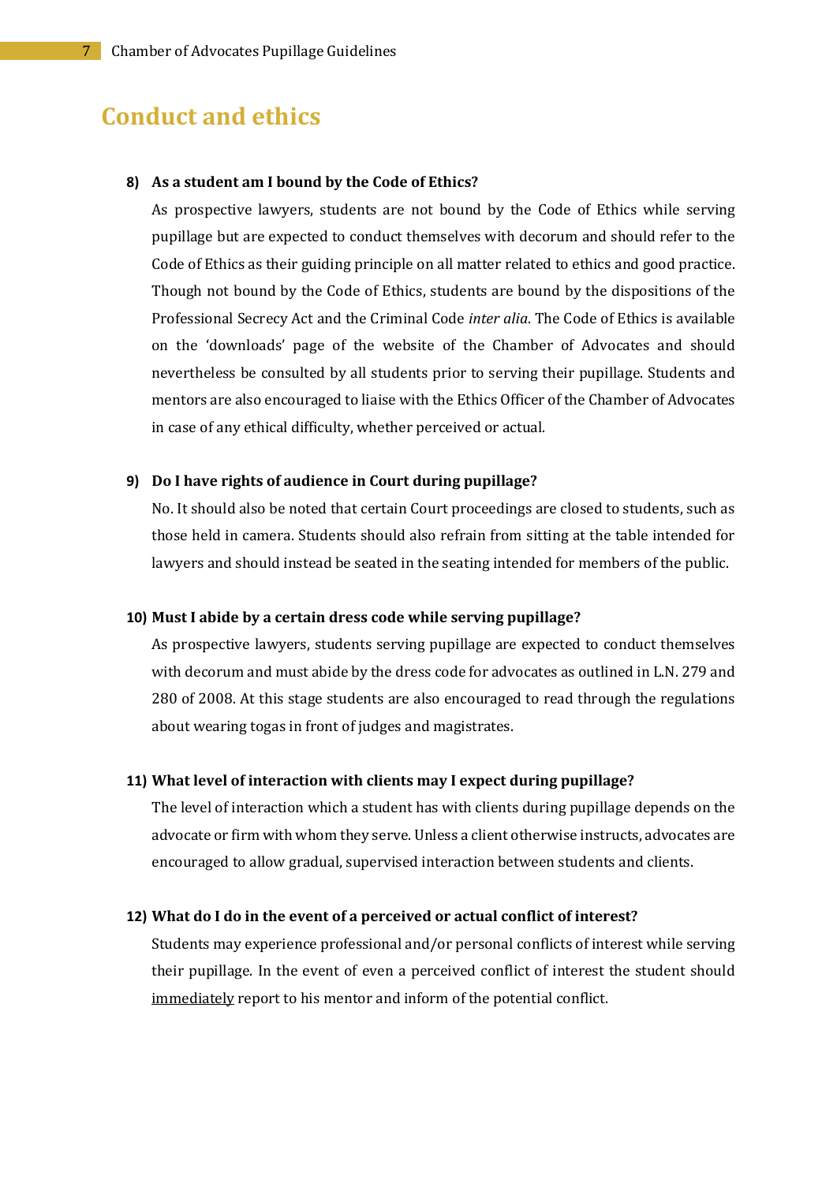## Conduct and ethics

**8) As a student am I bound by the Code of Ethics?**

As prospective lawyers, students are not bound by the Code of Ethics while serving pupillage but are expected to conduct themselves with decorum and should refer to the Code of Ethics as their guiding principle on all matter related to ethics and good practice. Though not bound by the Code of Ethics, students are bound by the dispositions of the Professional Secrecy Act and the Criminal Code *inter alia*. The Code of Ethics is available on the 'downloads' page of the website of the Chamber of Advocates and should nevertheless be consulted by all students prior to serving their pupillage. Students and mentors are also encouraged to liaise with the Ethics Officer of the Chamber of Advocates in case of any ethical difficulty, whether perceived or actual.

**9) Do I have rights of audience in Court during pupillage?**

No. It should also be noted that certain Court proceedings are closed to students, such as those held in camera. Students should also refrain from sitting at the table intended for lawyers and should instead be seated in the seating intended for members of the public.

**10) Must I abide by a certain dress code while serving pupillage?**

As prospective lawyers, students serving pupillage are expected to conduct themselves with decorum and must abide by the dress code for advocates as outlined in L.N. 279 and 280 of 2008. At this stage students are also encouraged to read through the regulations about wearing togas in front of judges and magistrates.

**11) What level of interaction with clients may I expect during pupillage?**

The level of interaction which a student has with clients during pupillage depends on the advocate or firm with whom they serve. Unless a client otherwise instructs, advocates are encouraged to allow gradual, supervised interaction between students and clients.

**12) What do I do in the event of a perceived or actual conflict of interest?**

Students may experience professional and/or personal conflicts of interest while serving their pupillage. In the event of even a perceived conflict of interest the student should <u>immediately</u> report to his mentor and inform of the potential conflict.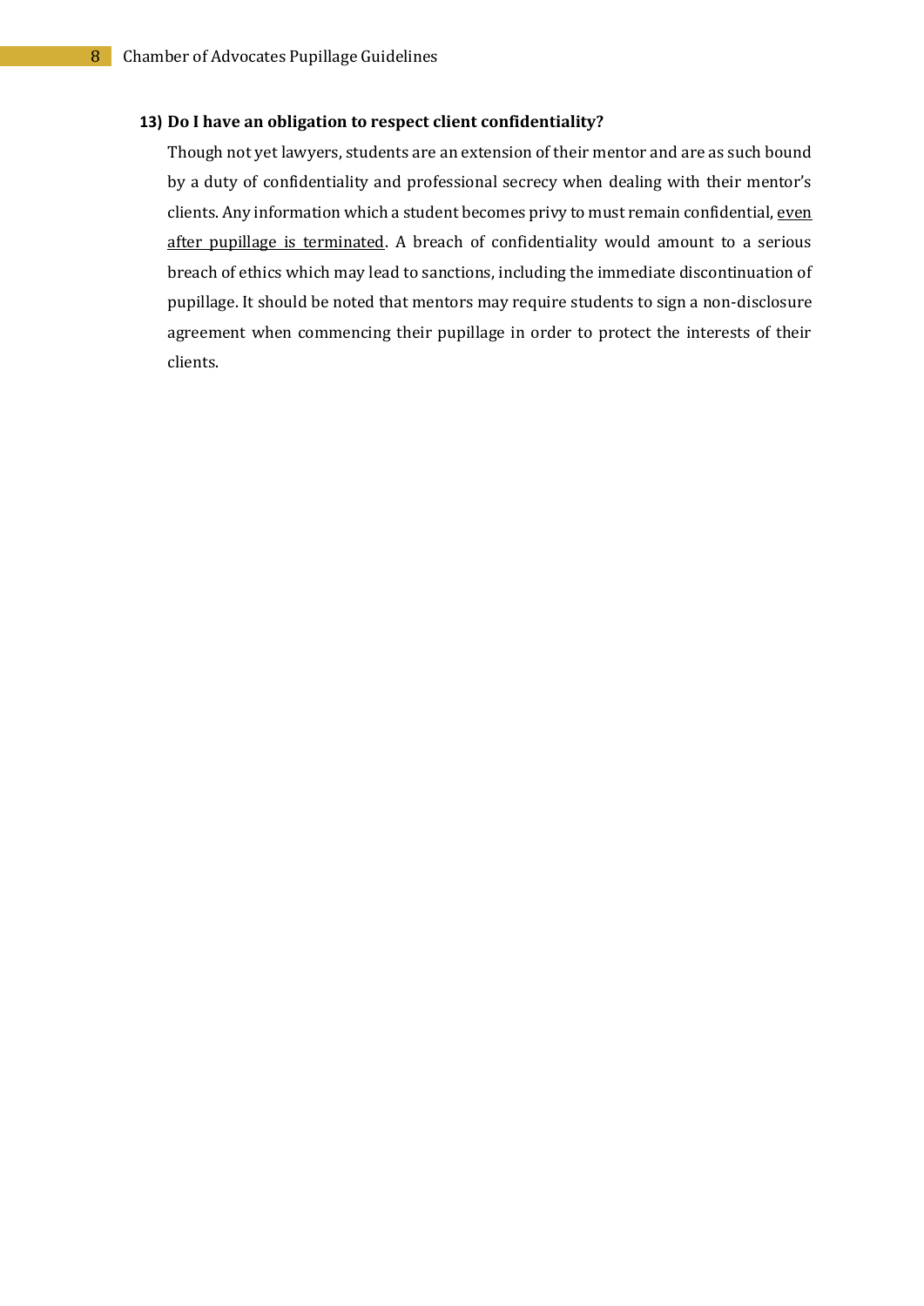**13) Do I have an obligation to respect client confidentiality?**

Though not yet lawyers, students are an extension of their mentor and are as such bound by a duty of confidentiality and professional secrecy when dealing with their mentor's clients. Any information which a student becomes privy to must remain confidential, <u>even after pupillage is terminated</u>. A breach of confidentiality would amount to a serious breach of ethics which may lead to sanctions, including the immediate discontinuation of pupillage. It should be noted that mentors may require students to sign a non-disclosure agreement when commencing their pupillage in order to protect the interests of their clients.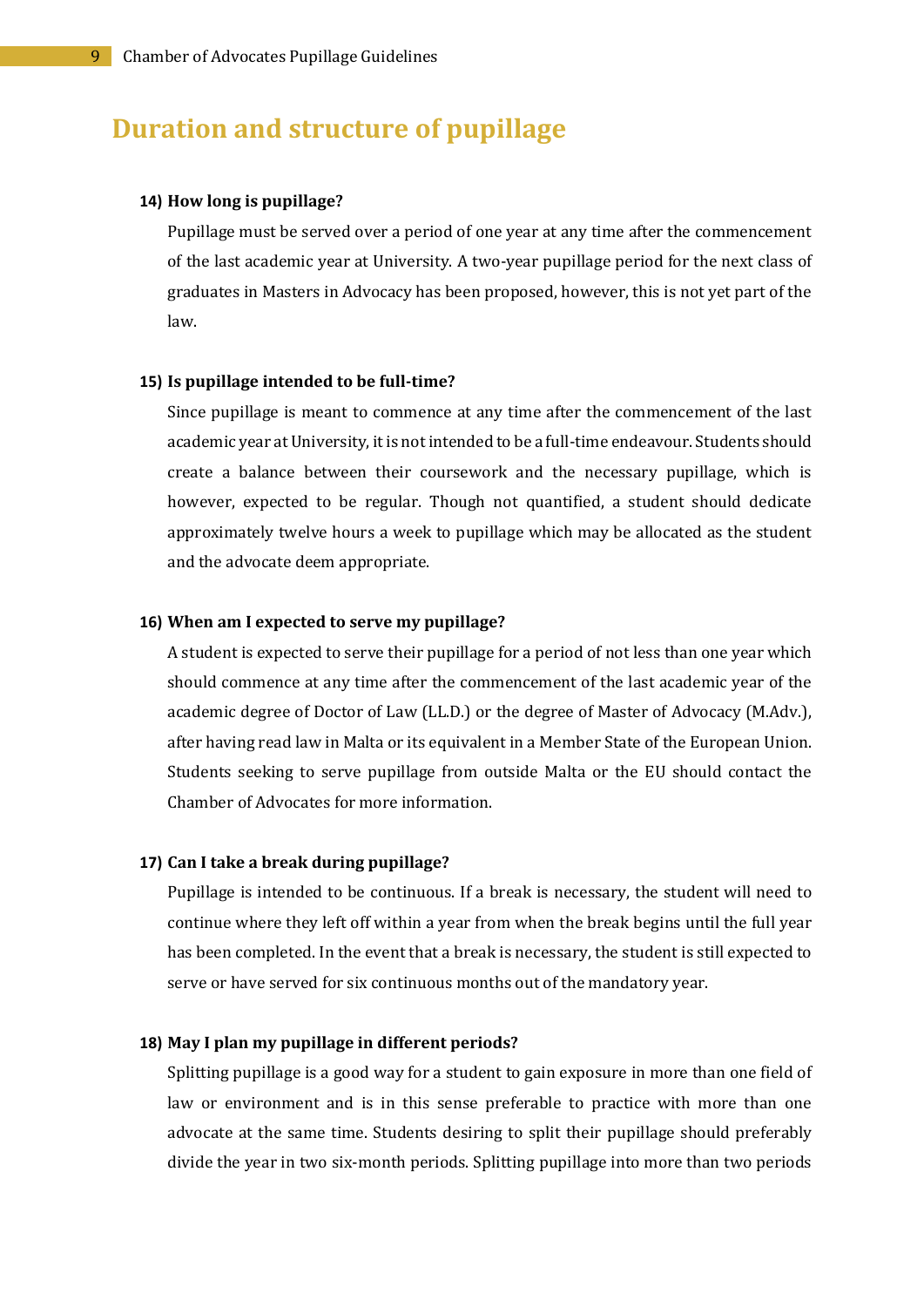# Duration and structure of pupillage

**14) How long is pupillage?**

Pupillage must be served over a period of one year at any time after the commencement of the last academic year at University. A two-year pupillage period for the next class of graduates in Masters in Advocacy has been proposed, however, this is not yet part of the law.

**15) Is pupillage intended to be full-time?**

Since pupillage is meant to commence at any time after the commencement of the last academic year at University, it is not intended to be a full-time endeavour. Students should create a balance between their coursework and the necessary pupillage, which is however, expected to be regular. Though not quantified, a student should dedicate approximately twelve hours a week to pupillage which may be allocated as the student and the advocate deem appropriate.

**16) When am I expected to serve my pupillage?**

A student is expected to serve their pupillage for a period of not less than one year which should commence at any time after the commencement of the last academic year of the academic degree of Doctor of Law (LL.D.) or the degree of Master of Advocacy (M.Adv.), after having read law in Malta or its equivalent in a Member State of the European Union. Students seeking to serve pupillage from outside Malta or the EU should contact the Chamber of Advocates for more information.

**17) Can I take a break during pupillage?**

Pupillage is intended to be continuous. If a break is necessary, the student will need to continue where they left off within a year from when the break begins until the full year has been completed. In the event that a break is necessary, the student is still expected to serve or have served for six continuous months out of the mandatory year.

**18) May I plan my pupillage in different periods?**

Splitting pupillage is a good way for a student to gain exposure in more than one field of law or environment and is in this sense preferable to practice with more than one advocate at the same time. Students desiring to split their pupillage should preferably divide the year in two six-month periods. Splitting pupillage into more than two periods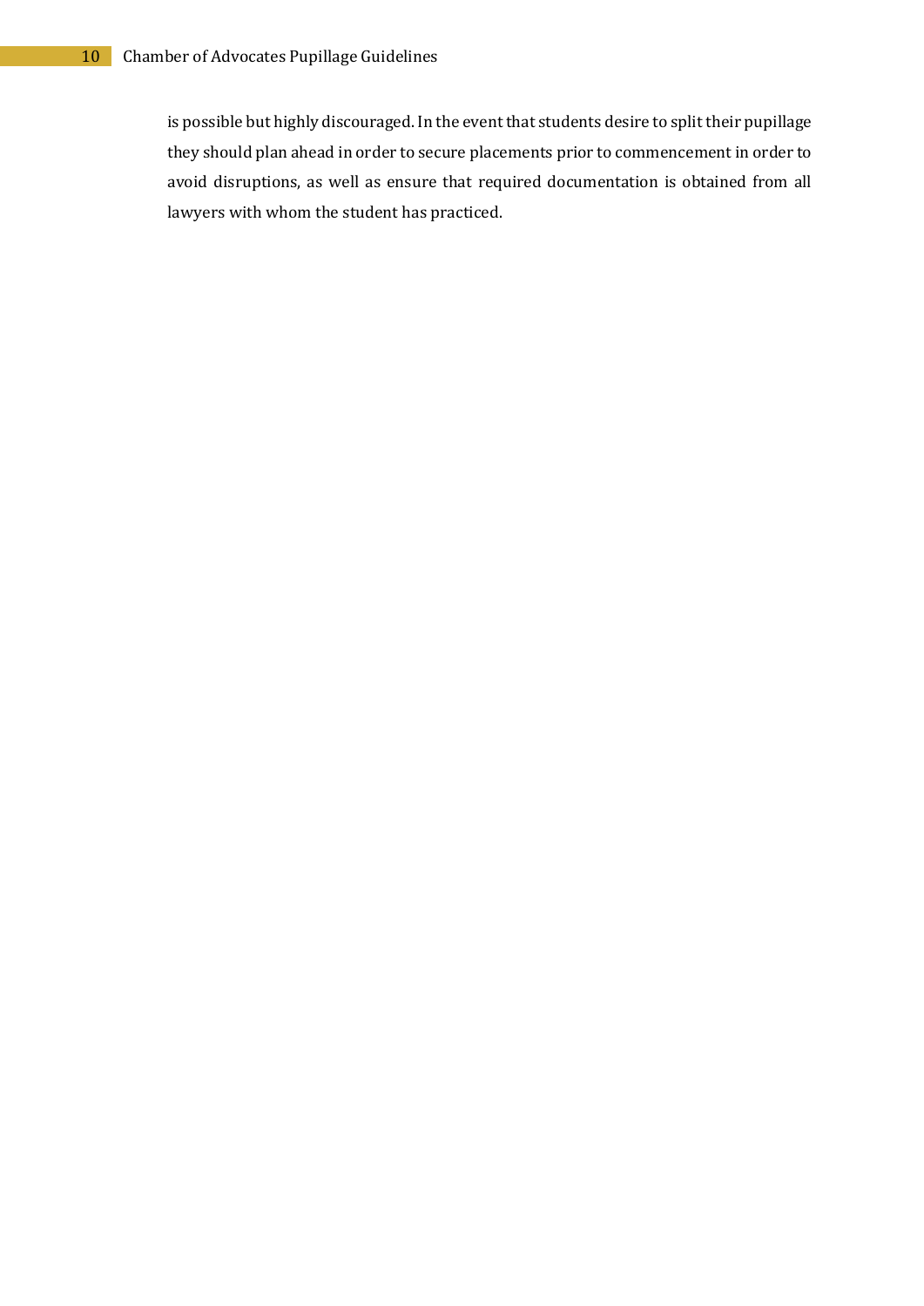is possible but highly discouraged. In the event that students desire to split their pupillage they should plan ahead in order to secure placements prior to commencement in order to avoid disruptions, as well as ensure that required documentation is obtained from all lawyers with whom the student has practiced.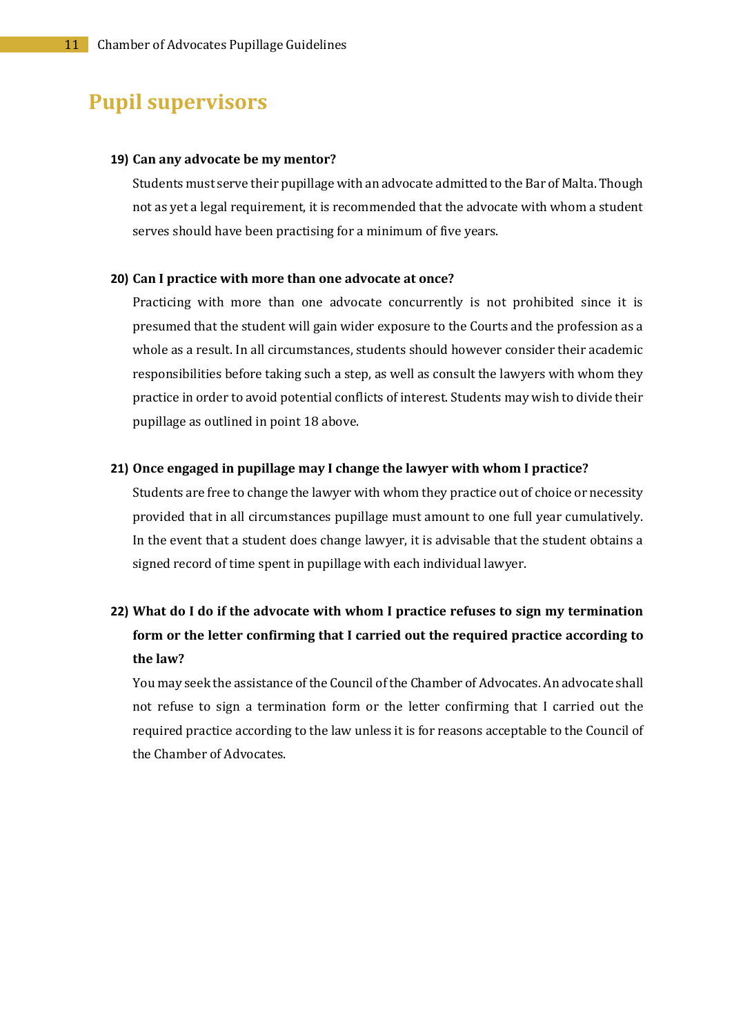# Pupil supervisors

**19) Can any advocate be my mentor?**

Students must serve their pupillage with an advocate admitted to the Bar of Malta. Though not as yet a legal requirement, it is recommended that the advocate with whom a student serves should have been practising for a minimum of five years.

**20) Can I practice with more than one advocate at once?**

Practicing with more than one advocate concurrently is not prohibited since it is presumed that the student will gain wider exposure to the Courts and the profession as a whole as a result. In all circumstances, students should however consider their academic responsibilities before taking such a step, as well as consult the lawyers with whom they practice in order to avoid potential conflicts of interest. Students may wish to divide their pupillage as outlined in point 18 above.

**21) Once engaged in pupillage may I change the lawyer with whom I practice?**

Students are free to change the lawyer with whom they practice out of choice or necessity provided that in all circumstances pupillage must amount to one full year cumulatively. In the event that a student does change lawyer, it is advisable that the student obtains a signed record of time spent in pupillage with each individual lawyer.

**22) What do I do if the advocate with whom I practice refuses to sign my termination form or the letter confirming that I carried out the required practice according to the law?**

You may seek the assistance of the Council of the Chamber of Advocates. An advocate shall not refuse to sign a termination form or the letter confirming that I carried out the required practice according to the law unless it is for reasons acceptable to the Council of the Chamber of Advocates.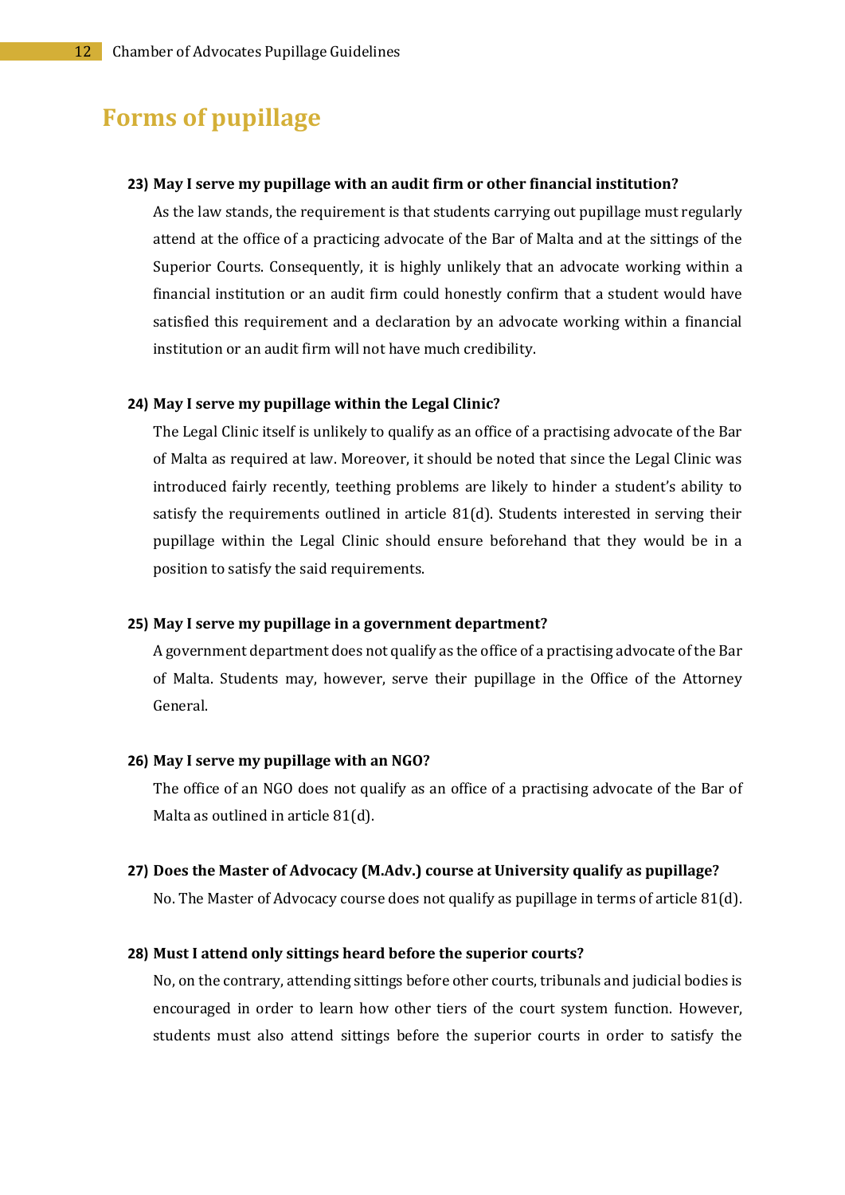# Forms of pupillage

**23) May I serve my pupillage with an audit firm or other financial institution?**

As the law stands, the requirement is that students carrying out pupillage must regularly attend at the office of a practicing advocate of the Bar of Malta and at the sittings of the Superior Courts. Consequently, it is highly unlikely that an advocate working within a financial institution or an audit firm could honestly confirm that a student would have satisfied this requirement and a declaration by an advocate working within a financial institution or an audit firm will not have much credibility.

**24) May I serve my pupillage within the Legal Clinic?**

The Legal Clinic itself is unlikely to qualify as an office of a practising advocate of the Bar of Malta as required at law. Moreover, it should be noted that since the Legal Clinic was introduced fairly recently, teething problems are likely to hinder a student's ability to satisfy the requirements outlined in article 81(d). Students interested in serving their pupillage within the Legal Clinic should ensure beforehand that they would be in a position to satisfy the said requirements.

**25) May I serve my pupillage in a government department?**

A government department does not qualify as the office of a practising advocate of the Bar of Malta. Students may, however, serve their pupillage in the Office of the Attorney General.

**26) May I serve my pupillage with an NGO?**

The office of an NGO does not qualify as an office of a practising advocate of the Bar of Malta as outlined in article 81(d).

**27) Does the Master of Advocacy (M.Adv.) course at University qualify as pupillage?**

No. The Master of Advocacy course does not qualify as pupillage in terms of article 81(d).

**28) Must I attend only sittings heard before the superior courts?**

No, on the contrary, attending sittings before other courts, tribunals and judicial bodies is encouraged in order to learn how other tiers of the court system function. However, students must also attend sittings before the superior courts in order to satisfy the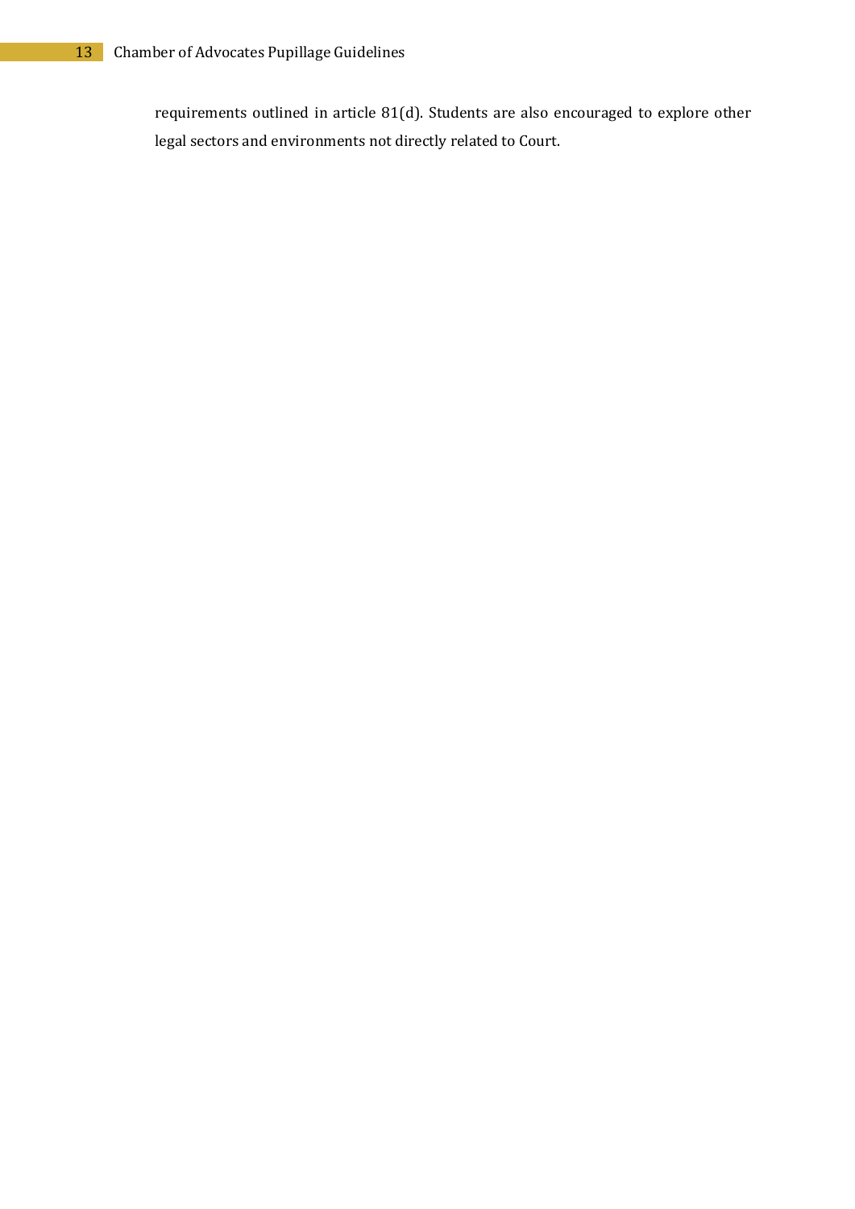requirements outlined in article 81(d). Students are also encouraged to explore other legal sectors and environments not directly related to Court.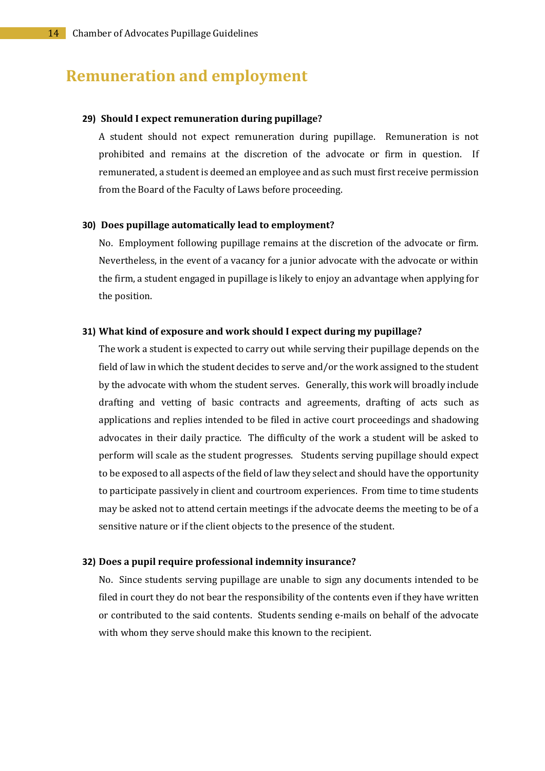## Remuneration and employment

**29) Should I expect remuneration during pupillage?**

A student should not expect remuneration during pupillage. Remuneration is not prohibited and remains at the discretion of the advocate or firm in question. If remunerated, a student is deemed an employee and as such must first receive permission from the Board of the Faculty of Laws before proceeding.

**30) Does pupillage automatically lead to employment?**

No. Employment following pupillage remains at the discretion of the advocate or firm. Nevertheless, in the event of a vacancy for a junior advocate with the advocate or within the firm, a student engaged in pupillage is likely to enjoy an advantage when applying for the position.

**31) What kind of exposure and work should I expect during my pupillage?**

The work a student is expected to carry out while serving their pupillage depends on the field of law in which the student decides to serve and/or the work assigned to the student by the advocate with whom the student serves. Generally, this work will broadly include drafting and vetting of basic contracts and agreements, drafting of acts such as applications and replies intended to be filed in active court proceedings and shadowing advocates in their daily practice. The difficulty of the work a student will be asked to perform will scale as the student progresses. Students serving pupillage should expect to be exposed to all aspects of the field of law they select and should have the opportunity to participate passively in client and courtroom experiences. From time to time students may be asked not to attend certain meetings if the advocate deems the meeting to be of a sensitive nature or if the client objects to the presence of the student.

**32) Does a pupil require professional indemnity insurance?**

No. Since students serving pupillage are unable to sign any documents intended to be filed in court they do not bear the responsibility of the contents even if they have written or contributed to the said contents. Students sending e-mails on behalf of the advocate with whom they serve should make this known to the recipient.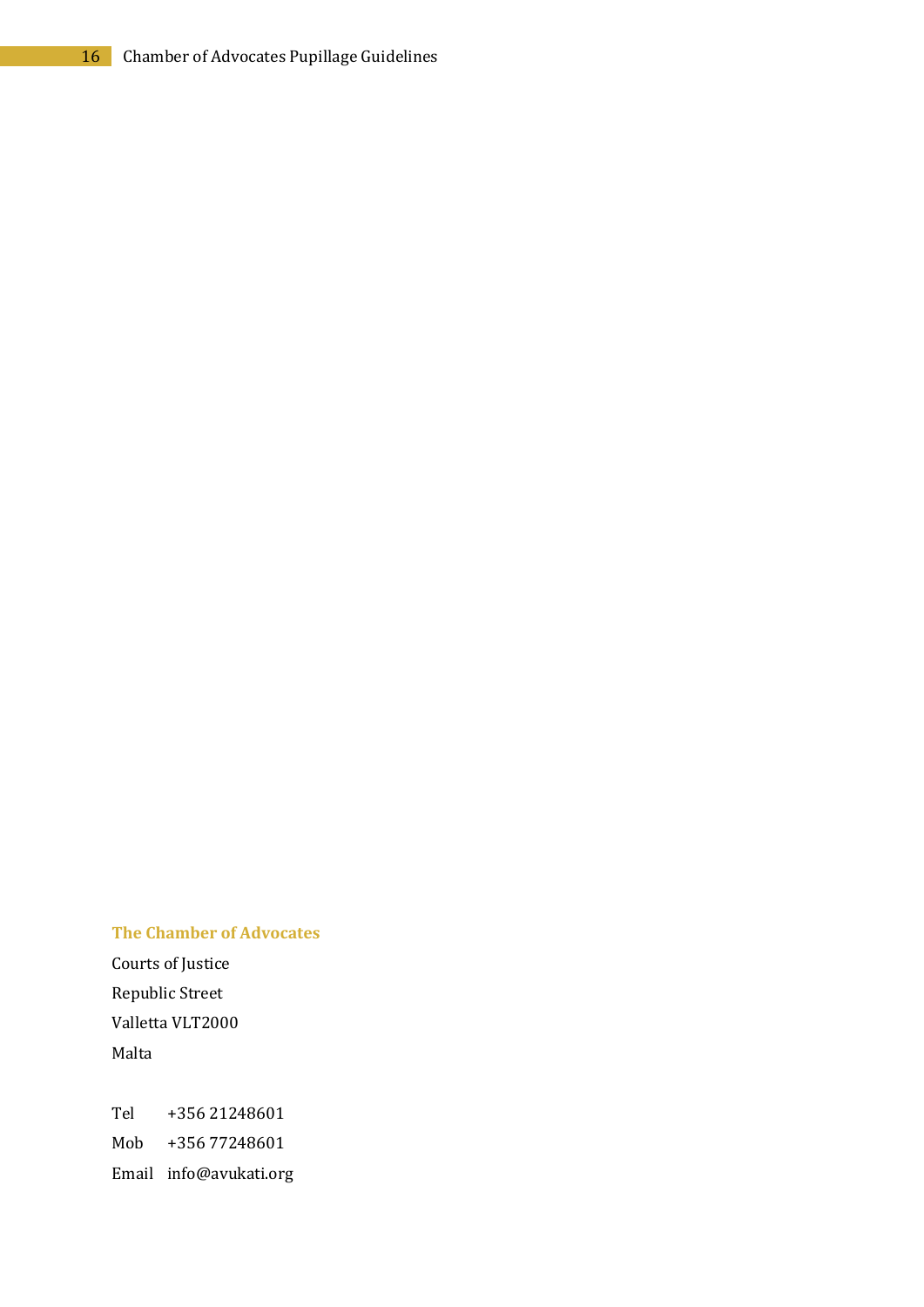**The Chamber of Advocates**

Courts of Justice

Republic Street

Valletta VLT2000

Malta

Tel +356 21248601

Mob +356 77248601

Email info@avukati.org